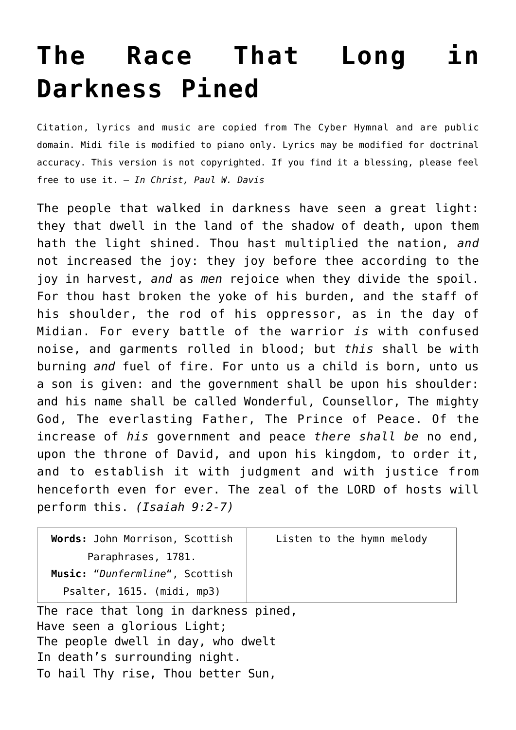# The Race That Long in Darkness Pined

Citation, lyrics and music are copied from The Cyber Hymnal and are public domain. Midi file is modified to piano only. Lyrics may be modified for doctrinal accuracy. This version is not copyrighted. If you find it a blessing, please feel free to use it. – *In Christ, Paul W. Davis*

The people that walked in darkness have seen a great light: they that dwell in the land of the shadow of death, upon them hath the light shined. Thou hast multiplied the nation, *and* not increased the joy: they joy before thee according to the joy in harvest, *and* as *men* rejoice when they divide the spoil. For thou hast broken the yoke of his burden, and the staff of his shoulder, the rod of his oppressor, as in the day of Midian. For every battle of the warrior *is* with confused noise, and garments rolled in blood; but *this* shall be with burning *and* fuel of fire. For unto us a child is born, unto us a son is given: and the government shall be upon his shoulder: and his name shall be called Wonderful, Counsellor, The mighty God, The everlasting Father, The Prince of Peace. Of the increase of *his* government and peace *there shall be* no end, upon the throne of David, and upon his kingdom, to order it, and to establish it with judgment and with justice from henceforth even for ever. The zeal of the LORD of hosts will perform this. *(Isaiah 9:2-7)*

| **Words:** John Morrison, Scottish Paraphrases, 1781. **Music:** "*Dunfermline*", Scottish Psalter, 1615. (midi, mp3) | Listen to the hymn melody |
|---|---|

The race that long in darkness pined,  
Have seen a glorious Light;  
The people dwell in day, who dwelt  
In death's surrounding night.  
To hail Thy rise, Thou better Sun,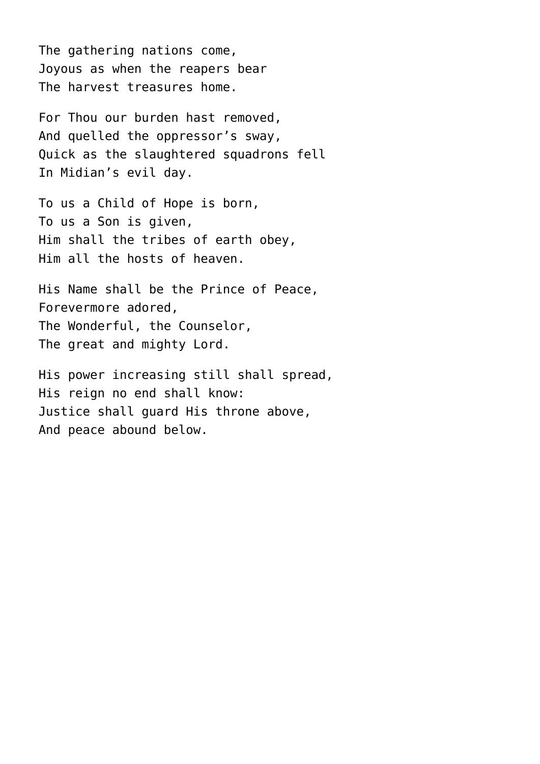The gathering nations come,  
Joyous as when the reapers bear  
The harvest treasures home.

For Thou our burden hast removed,  
And quelled the oppressor’s sway,  
Quick as the slaughtered squadrons fell  
In Midian’s evil day.

To us a Child of Hope is born,  
To us a Son is given,  
Him shall the tribes of earth obey,  
Him all the hosts of heaven.

His Name shall be the Prince of Peace,  
Forevermore adored,  
The Wonderful, the Counselor,  
The great and mighty Lord.

His power increasing still shall spread,  
His reign no end shall know:  
Justice shall guard His throne above,  
And peace abound below.